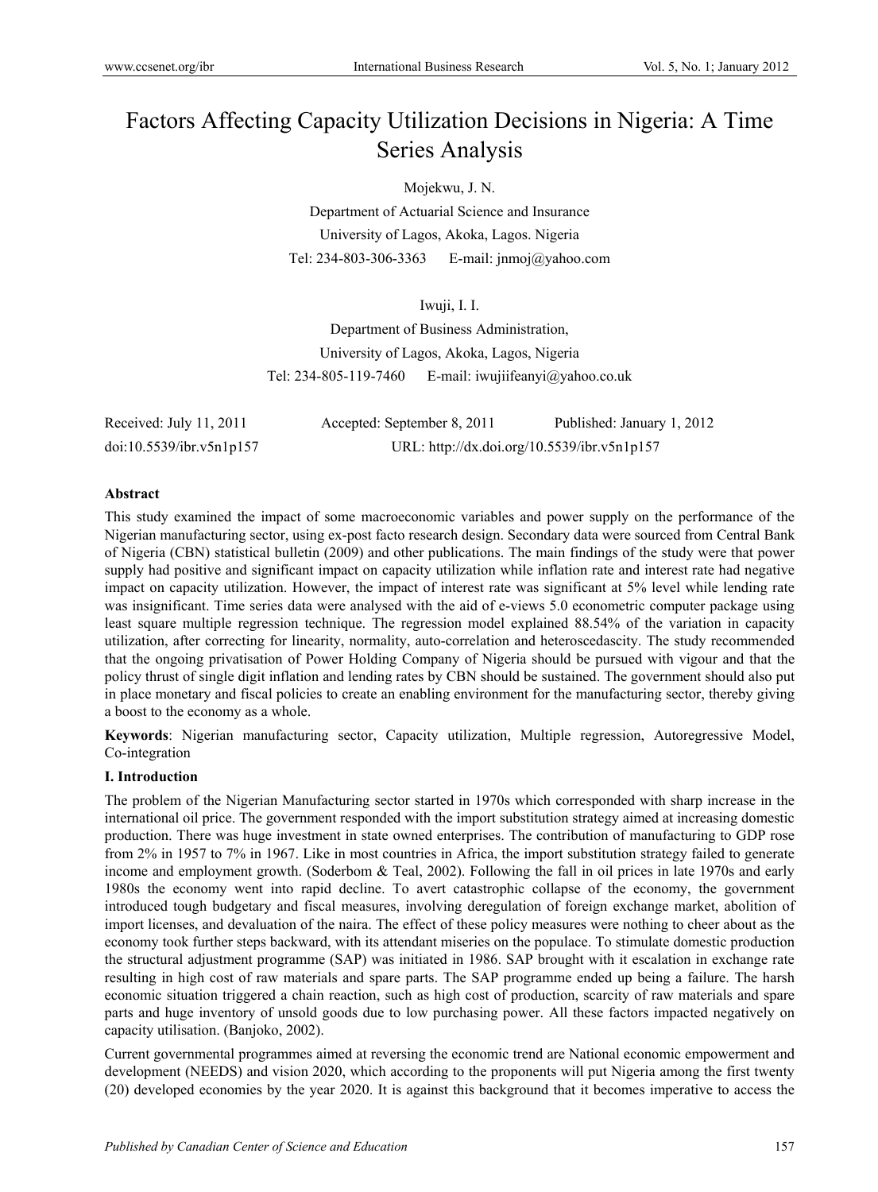# Factors Affecting Capacity Utilization Decisions in Nigeria: A Time Series Analysis

Mojekwu, J. N.

Department of Actuarial Science and Insurance

University of Lagos, Akoka, Lagos. Nigeria

Tel: 234-803-306-3363 E-mail: jnmoj@yahoo.com

Iwuji, I. I.

Department of Business Administration,

University of Lagos, Akoka, Lagos, Nigeria

Tel: 234-805-119-7460 E-mail: iwujiifeanyi@yahoo.co.uk

Received: July 11, 2011 Accepted: September 8, 2011 Published: January 1, 2012

doi:10.5539/ibr.v5n1p157 URL: http://dx.doi.org/10.5539/ibr.v5n1p157

**Abstract**

This study examined the impact of some macroeconomic variables and power supply on the performance of the Nigerian manufacturing sector, using ex-post facto research design. Secondary data were sourced from Central Bank of Nigeria (CBN) statistical bulletin (2009) and other publications. The main findings of the study were that power supply had positive and significant impact on capacity utilization while inflation rate and interest rate had negative impact on capacity utilization. However, the impact of interest rate was significant at 5% level while lending rate was insignificant. Time series data were analysed with the aid of e-views 5.0 econometric computer package using least square multiple regression technique. The regression model explained 88.54% of the variation in capacity utilization, after correcting for linearity, normality, auto-correlation and heteroscedascity. The study recommended that the ongoing privatisation of Power Holding Company of Nigeria should be pursued with vigour and that the policy thrust of single digit inflation and lending rates by CBN should be sustained. The government should also put in place monetary and fiscal policies to create an enabling environment for the manufacturing sector, thereby giving a boost to the economy as a whole.

**Keywords**: Nigerian manufacturing sector, Capacity utilization, Multiple regression, Autoregressive Model, Co-integration

## I. Introduction

The problem of the Nigerian Manufacturing sector started in 1970s which corresponded with sharp increase in the international oil price. The government responded with the import substitution strategy aimed at increasing domestic production. There was huge investment in state owned enterprises. The contribution of manufacturing to GDP rose from 2% in 1957 to 7% in 1967. Like in most countries in Africa, the import substitution strategy failed to generate income and employment growth. (Soderbom & Teal, 2002). Following the fall in oil prices in late 1970s and early 1980s the economy went into rapid decline. To avert catastrophic collapse of the economy, the government introduced tough budgetary and fiscal measures, involving deregulation of foreign exchange market, abolition of import licenses, and devaluation of the naira. The effect of these policy measures were nothing to cheer about as the economy took further steps backward, with its attendant miseries on the populace. To stimulate domestic production the structural adjustment programme (SAP) was initiated in 1986. SAP brought with it escalation in exchange rate resulting in high cost of raw materials and spare parts. The SAP programme ended up being a failure. The harsh economic situation triggered a chain reaction, such as high cost of production, scarcity of raw materials and spare parts and huge inventory of unsold goods due to low purchasing power. All these factors impacted negatively on capacity utilisation. (Banjoko, 2002).

Current governmental programmes aimed at reversing the economic trend are National economic empowerment and development (NEEDS) and vision 2020, which according to the proponents will put Nigeria among the first twenty (20) developed economies by the year 2020. It is against this background that it becomes imperative to access the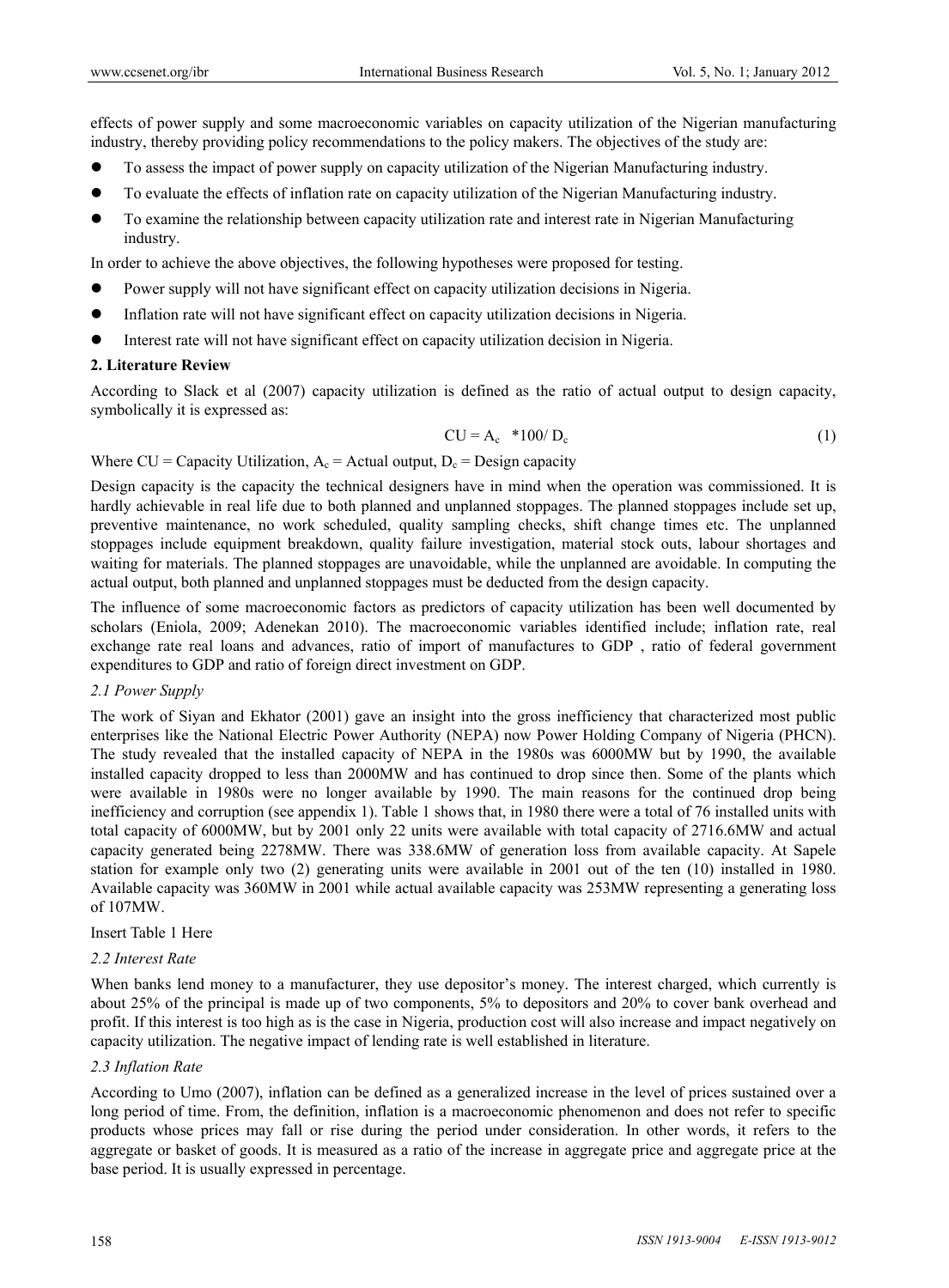effects of power supply and some macroeconomic variables on capacity utilization of the Nigerian manufacturing industry, thereby providing policy recommendations to the policy makers. The objectives of the study are:

- To assess the impact of power supply on capacity utilization of the Nigerian Manufacturing industry.
- To evaluate the effects of inflation rate on capacity utilization of the Nigerian Manufacturing industry.
- To examine the relationship between capacity utilization rate and interest rate in Nigerian Manufacturing industry.

In order to achieve the above objectives, the following hypotheses were proposed for testing.

- Power supply will not have significant effect on capacity utilization decisions in Nigeria.
- Inflation rate will not have significant effect on capacity utilization decisions in Nigeria.
- Interest rate will not have significant effect on capacity utilization decision in Nigeria.

## 2. Literature Review

According to Slack et al (2007) capacity utilization is defined as the ratio of actual output to design capacity, symbolically it is expressed as:

$$CU = A_c \;\; *100/ \, D_c \tag{1}$$

Where CU = Capacity Utilization, $A_c$ = Actual output, $D_c$ = Design capacity

Design capacity is the capacity the technical designers have in mind when the operation was commissioned. It is hardly achievable in real life due to both planned and unplanned stoppages. The planned stoppages include set up, preventive maintenance, no work scheduled, quality sampling checks, shift change times etc. The unplanned stoppages include equipment breakdown, quality failure investigation, material stock outs, labour shortages and waiting for materials. The planned stoppages are unavoidable, while the unplanned are avoidable. In computing the actual output, both planned and unplanned stoppages must be deducted from the design capacity.

The influence of some macroeconomic factors as predictors of capacity utilization has been well documented by scholars (Eniola, 2009; Adenekan 2010). The macroeconomic variables identified include; inflation rate, real exchange rate real loans and advances, ratio of import of manufactures to GDP , ratio of federal government expenditures to GDP and ratio of foreign direct investment on GDP.

### *2.1 Power Supply*

The work of Siyan and Ekhator (2001) gave an insight into the gross inefficiency that characterized most public enterprises like the National Electric Power Authority (NEPA) now Power Holding Company of Nigeria (PHCN). The study revealed that the installed capacity of NEPA in the 1980s was 6000MW but by 1990, the available installed capacity dropped to less than 2000MW and has continued to drop since then. Some of the plants which were available in 1980s were no longer available by 1990. The main reasons for the continued drop being inefficiency and corruption (see appendix 1). Table 1 shows that, in 1980 there were a total of 76 installed units with total capacity of 6000MW, but by 2001 only 22 units were available with total capacity of 2716.6MW and actual capacity generated being 2278MW. There was 338.6MW of generation loss from available capacity. At Sapele station for example only two (2) generating units were available in 2001 out of the ten (10) installed in 1980. Available capacity was 360MW in 2001 while actual available capacity was 253MW representing a generating loss of 107MW.

Insert Table 1 Here

### *2.2 Interest Rate*

When banks lend money to a manufacturer, they use depositor's money. The interest charged, which currently is about 25% of the principal is made up of two components, 5% to depositors and 20% to cover bank overhead and profit. If this interest is too high as is the case in Nigeria, production cost will also increase and impact negatively on capacity utilization. The negative impact of lending rate is well established in literature.

### *2.3 Inflation Rate*

According to Umo (2007), inflation can be defined as a generalized increase in the level of prices sustained over a long period of time. From, the definition, inflation is a macroeconomic phenomenon and does not refer to specific products whose prices may fall or rise during the period under consideration. In other words, it refers to the aggregate or basket of goods. It is measured as a ratio of the increase in aggregate price and aggregate price at the base period. It is usually expressed in percentage.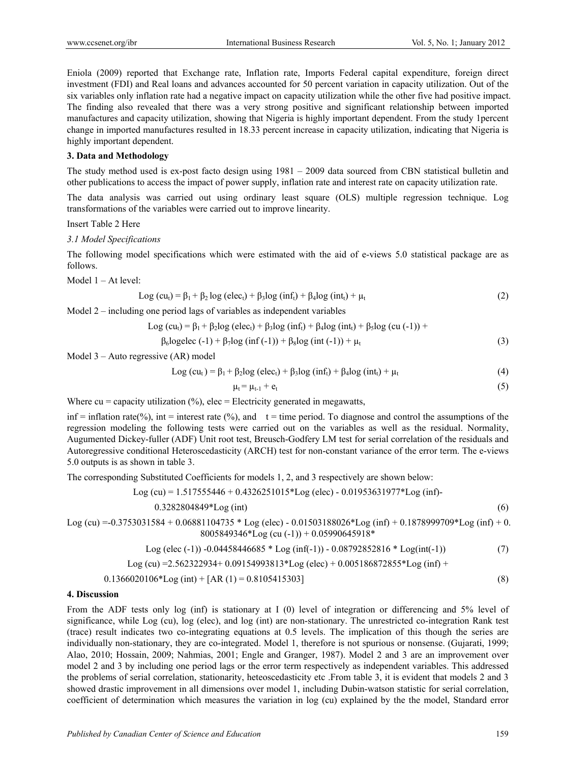Eniola (2009) reported that Exchange rate, Inflation rate, Imports Federal capital expenditure, foreign direct investment (FDI) and Real loans and advances accounted for 50 percent variation in capacity utilization. Out of the six variables only inflation rate had a negative impact on capacity utilization while the other five had positive impact. The finding also revealed that there was a very strong positive and significant relationship between imported manufactures and capacity utilization, showing that Nigeria is highly important dependent. From the study 1percent change in imported manufactures resulted in 18.33 percent increase in capacity utilization, indicating that Nigeria is highly important dependent.

## 3. Data and Methodology

The study method used is ex-post facto design using 1981 – 2009 data sourced from CBN statistical bulletin and other publications to access the impact of power supply, inflation rate and interest rate on capacity utilization rate.

The data analysis was carried out using ordinary least square (OLS) multiple regression technique. Log transformations of the variables were carried out to improve linearity.

Insert Table 2 Here

### *3.1 Model Specifications*

The following model specifications which were estimated with the aid of e-views 5.0 statistical package are as follows.

Model 1 – At level:

$$\text{Log}(cu_t) = \beta_1 + \beta_2 \log(elec_t) + \beta_3 \log(inf_t) + \beta_4 \log(int_t) + \mu_t \quad (2)$$

Model 2 – including one period lags of variables as independent variables

$$\text{Log}(cu_t) = \beta_1 + \beta_2 \log(elec_t) + \beta_3 \log(inf_t) + \beta_4 \log(int_t) + \beta_5 \log(cu(-1)) + \beta_6 \log elec(-1) + \beta_7 \log(inf(-1)) + \beta_8 \log(int(-1)) + \mu_t \quad (3)$$

Model 3 – Auto regressive (AR) model

$$\text{Log}(cu_t) = \beta_1 + \beta_2 \log(elec_t) + \beta_3 \log(inf_t) + \beta_4 \log(int_t) + \mu_t \quad (4)$$

$$\mu_t = \mu_{t-1} + e_t \quad (5)$$

Where cu = capacity utilization (%), elec = Electricity generated in megawatts,

inf = inflation rate(%), int = interest rate (%), and t = time period. To diagnose and control the assumptions of the regression modeling the following tests were carried out on the variables as well as the residual. Normality, Augumented Dickey-fuller (ADF) Unit root test, Breusch-Godfery LM test for serial correlation of the residuals and Autoregressive conditional Heteroscedasticity (ARCH) test for non-constant variance of the error term. The e-views 5.0 outputs is as shown in table 3.

The corresponding Substituted Coefficients for models 1, 2, and 3 respectively are shown below:

$$\text{Log}(cu) = 1.517555446 + 0.4326251015*\text{Log}(elec) - 0.01953631977*\text{Log}(inf) - 0.3282804849*\text{Log}(int) \quad (6)$$

$$\text{Log}(cu) = -0.3753031584 + 0.06881104735*\text{Log}(elec) - 0.01503188026*\text{Log}(inf) + 0.1878999709*\text{Log}(inf) + 0.8005849346*\text{Log}(cu(-1)) + 0.05990645918*\text{Log}(elec(-1)) - 0.04458446685*\text{Log}(inf(-1)) - 0.08792852816*\text{Log}(int(-1)) \quad (7)$$

$$\text{Log}(cu) = 2.562322934 + 0.09154993813*\text{Log}(elec) + 0.005186872855*\text{Log}(inf) + 0.1366020106*\text{Log}(int) + [AR(1) = 0.8105415303] \quad (8)$$

## 4. Discussion

From the ADF tests only log (inf) is stationary at I (0) level of integration or differencing and 5% level of significance, while Log (cu), log (elec), and log (int) are non-stationary. The unrestricted co-integration Rank test (trace) result indicates two co-integrating equations at 0.5 levels. The implication of this though the series are individually non-stationary, they are co-integrated. Model 1, therefore is not spurious or nonsense. (Gujarati, 1999; Alao, 2010; Hossain, 2009; Nahmias, 2001; Engle and Granger, 1987). Model 2 and 3 are an improvement over model 2 and 3 by including one period lags or the error term respectively as independent variables. This addressed the problems of serial correlation, stationarity, heteoscedasticity etc .From table 3, it is evident that models 2 and 3 showed drastic improvement in all dimensions over model 1, including Dubin-watson statistic for serial correlation, coefficient of determination which measures the variation in log (cu) explained by the the model, Standard error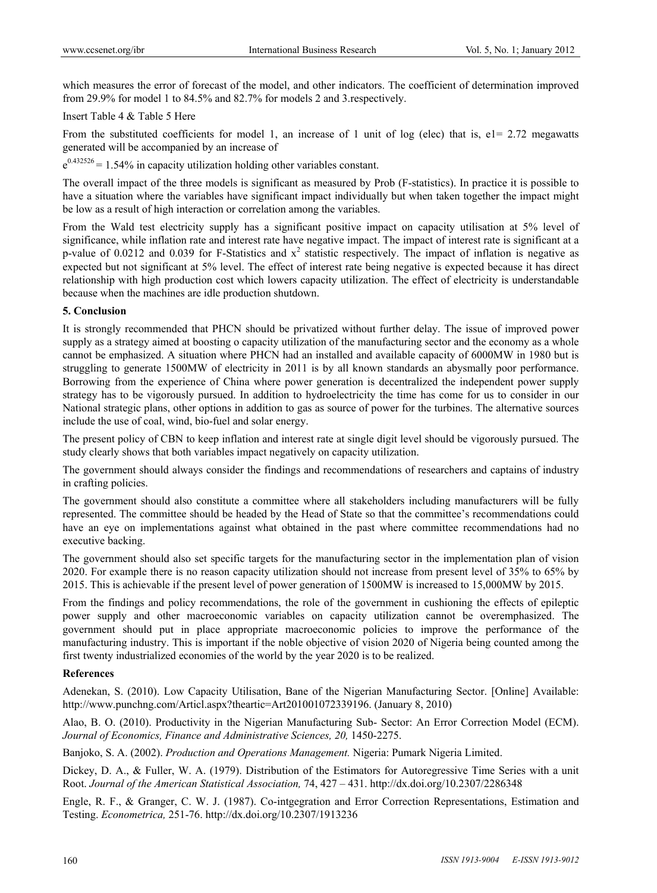which measures the error of forecast of the model, and other indicators. The coefficient of determination improved from 29.9% for model 1 to 84.5% and 82.7% for models 2 and 3.respectively.

Insert Table 4 & Table 5 Here

From the substituted coefficients for model 1, an increase of 1 unit of log (elec) that is, e1= 2.72 megawatts generated will be accompanied by an increase of

$e^{0.432526}$ = 1.54% in capacity utilization holding other variables constant.

The overall impact of the three models is significant as measured by Prob (F-statistics). In practice it is possible to have a situation where the variables have significant impact individually but when taken together the impact might be low as a result of high interaction or correlation among the variables.

From the Wald test electricity supply has a significant positive impact on capacity utilisation at 5% level of significance, while inflation rate and interest rate have negative impact. The impact of interest rate is significant at a p-value of 0.0212 and 0.039 for F-Statistics and $x^2$ statistic respectively. The impact of inflation is negative as expected but not significant at 5% level. The effect of interest rate being negative is expected because it has direct relationship with high production cost which lowers capacity utilization. The effect of electricity is understandable because when the machines are idle production shutdown.

## 5. Conclusion

It is strongly recommended that PHCN should be privatized without further delay. The issue of improved power supply as a strategy aimed at boosting o capacity utilization of the manufacturing sector and the economy as a whole cannot be emphasized. A situation where PHCN had an installed and available capacity of 6000MW in 1980 but is struggling to generate 1500MW of electricity in 2011 is by all known standards an abysmally poor performance. Borrowing from the experience of China where power generation is decentralized the independent power supply strategy has to be vigorously pursued. In addition to hydroelectricity the time has come for us to consider in our National strategic plans, other options in addition to gas as source of power for the turbines. The alternative sources include the use of coal, wind, bio-fuel and solar energy.

The present policy of CBN to keep inflation and interest rate at single digit level should be vigorously pursued. The study clearly shows that both variables impact negatively on capacity utilization.

The government should always consider the findings and recommendations of researchers and captains of industry in crafting policies.

The government should also constitute a committee where all stakeholders including manufacturers will be fully represented. The committee should be headed by the Head of State so that the committee's recommendations could have an eye on implementations against what obtained in the past where committee recommendations had no executive backing.

The government should also set specific targets for the manufacturing sector in the implementation plan of vision 2020. For example there is no reason capacity utilization should not increase from present level of 35% to 65% by 2015. This is achievable if the present level of power generation of 1500MW is increased to 15,000MW by 2015.

From the findings and policy recommendations, the role of the government in cushioning the effects of epileptic power supply and other macroeconomic variables on capacity utilization cannot be overemphasized. The government should put in place appropriate macroeconomic policies to improve the performance of the manufacturing industry. This is important if the noble objective of vision 2020 of Nigeria being counted among the first twenty industrialized economies of the world by the year 2020 is to be realized.

## References

Adenekan, S. (2010). Low Capacity Utilisation, Bane of the Nigerian Manufacturing Sector. [Online] Available: http://www.punchng.com/Articl.aspx?theartic=Art201001072339196. (January 8, 2010)

Alao, B. O. (2010). Productivity in the Nigerian Manufacturing Sub- Sector: An Error Correction Model (ECM). *Journal of Economics, Finance and Administrative Sciences, 20,* 1450-2275.

Banjoko, S. A. (2002). *Production and Operations Management.* Nigeria: Pumark Nigeria Limited.

Dickey, D. A., & Fuller, W. A. (1979). Distribution of the Estimators for Autoregressive Time Series with a unit Root. *Journal of the American Statistical Association,* 74, 427 – 431. http://dx.doi.org/10.2307/2286348

Engle, R. F., & Granger, C. W. J. (1987). Co-intgegration and Error Correction Representations, Estimation and Testing. *Econometrica,* 251-76. http://dx.doi.org/10.2307/1913236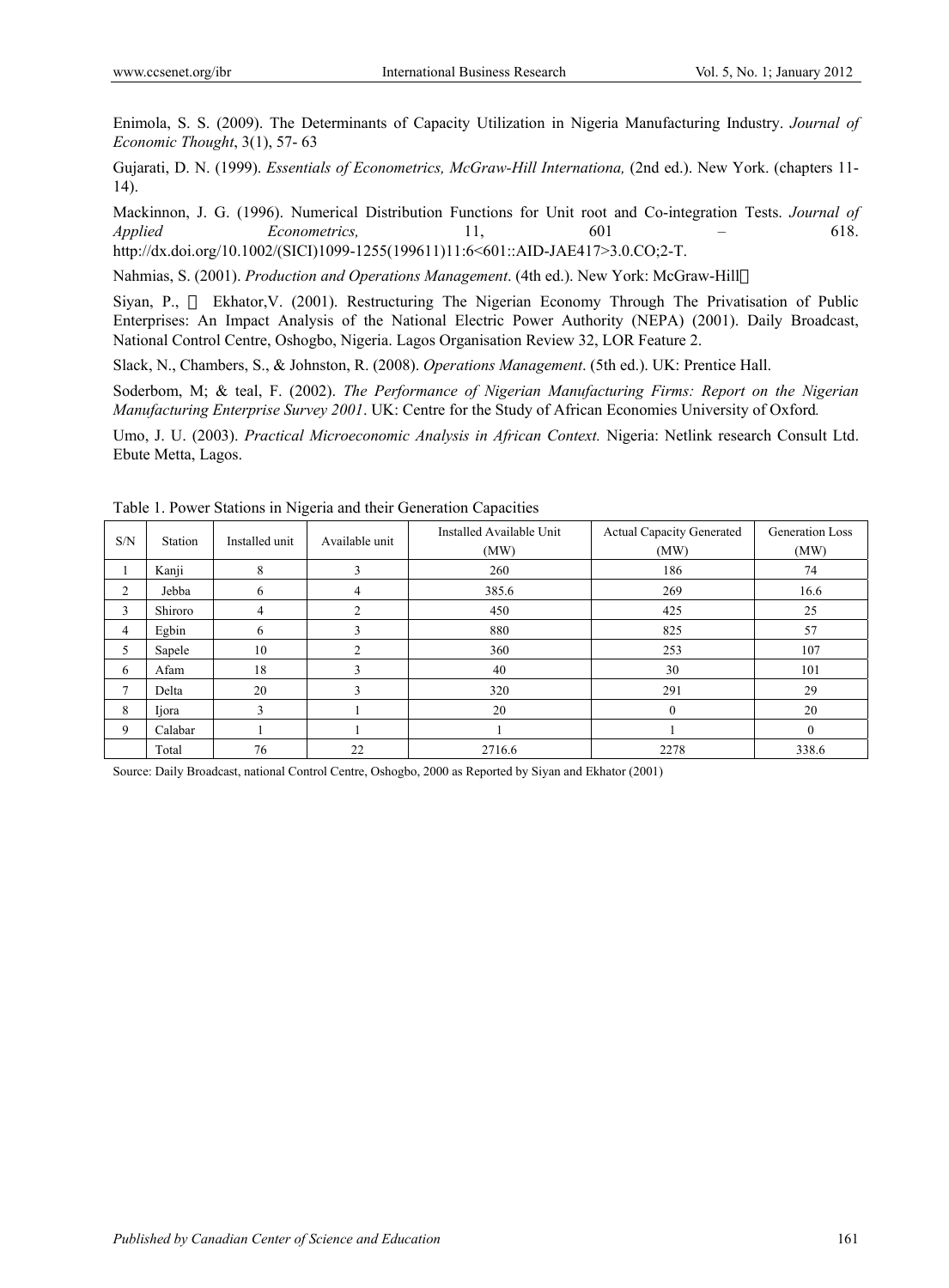Enimola, S. S. (2009). The Determinants of Capacity Utilization in Nigeria Manufacturing Industry. *Journal of Economic Thought*, 3(1), 57- 63

Gujarati, D. N. (1999). *Essentials of Econometrics, McGraw-Hill Internationa,* (2nd ed.). New York. (chapters 11-14).

Mackinnon, J. G. (1996). Numerical Distribution Functions for Unit root and Co-integration Tests. *Journal of Applied Econometrics,* 11, 601 – 618. http://dx.doi.org/10.1002/(SICI)1099-1255(199611)11:6<601::AID-JAE417>3.0.CO;2-T.

Nahmias, S. (2001). *Production and Operations Management*. (4th ed.). New York: McGraw-Hill

Siyan, P., Ekhator,V. (2001). Restructuring The Nigerian Economy Through The Privatisation of Public Enterprises: An Impact Analysis of the National Electric Power Authority (NEPA) (2001). Daily Broadcast, National Control Centre, Oshogbo, Nigeria. Lagos Organisation Review 32, LOR Feature 2.

Slack, N., Chambers, S., & Johnston, R. (2008). *Operations Management*. (5th ed.). UK: Prentice Hall.

Soderbom, M; & teal, F. (2002). *The Performance of Nigerian Manufacturing Firms: Report on the Nigerian Manufacturing Enterprise Survey 2001*. UK: Centre for the Study of African Economies University of Oxford.

Umo, J. U. (2003). *Practical Microeconomic Analysis in African Context.* Nigeria: Netlink research Consult Ltd. Ebute Metta, Lagos.

Table 1. Power Stations in Nigeria and their Generation Capacities

| S/N | Station | Installed unit | Available unit | Installed Available Unit (MW) | Actual Capacity Generated (MW) | Generation Loss (MW) |
|---|---|---|---|---|---|---|
| 1 | Kanji | 8 | 3 | 260 | 186 | 74 |
| 2 | Jebba | 6 | 4 | 385.6 | 269 | 16.6 |
| 3 | Shiroro | 4 | 2 | 450 | 425 | 25 |
| 4 | Egbin | 6 | 3 | 880 | 825 | 57 |
| 5 | Sapele | 10 | 2 | 360 | 253 | 107 |
| 6 | Afam | 18 | 3 | 40 | 30 | 101 |
| 7 | Delta | 20 | 3 | 320 | 291 | 29 |
| 8 | Ijora | 3 | 1 | 20 | 0 | 20 |
| 9 | Calabar | 1 | 1 | 1 | 1 | 0 |
| | Total | 76 | 22 | 2716.6 | 2278 | 338.6 |

Source: Daily Broadcast, national Control Centre, Oshogbo, 2000 as Reported by Siyan and Ekhator (2001)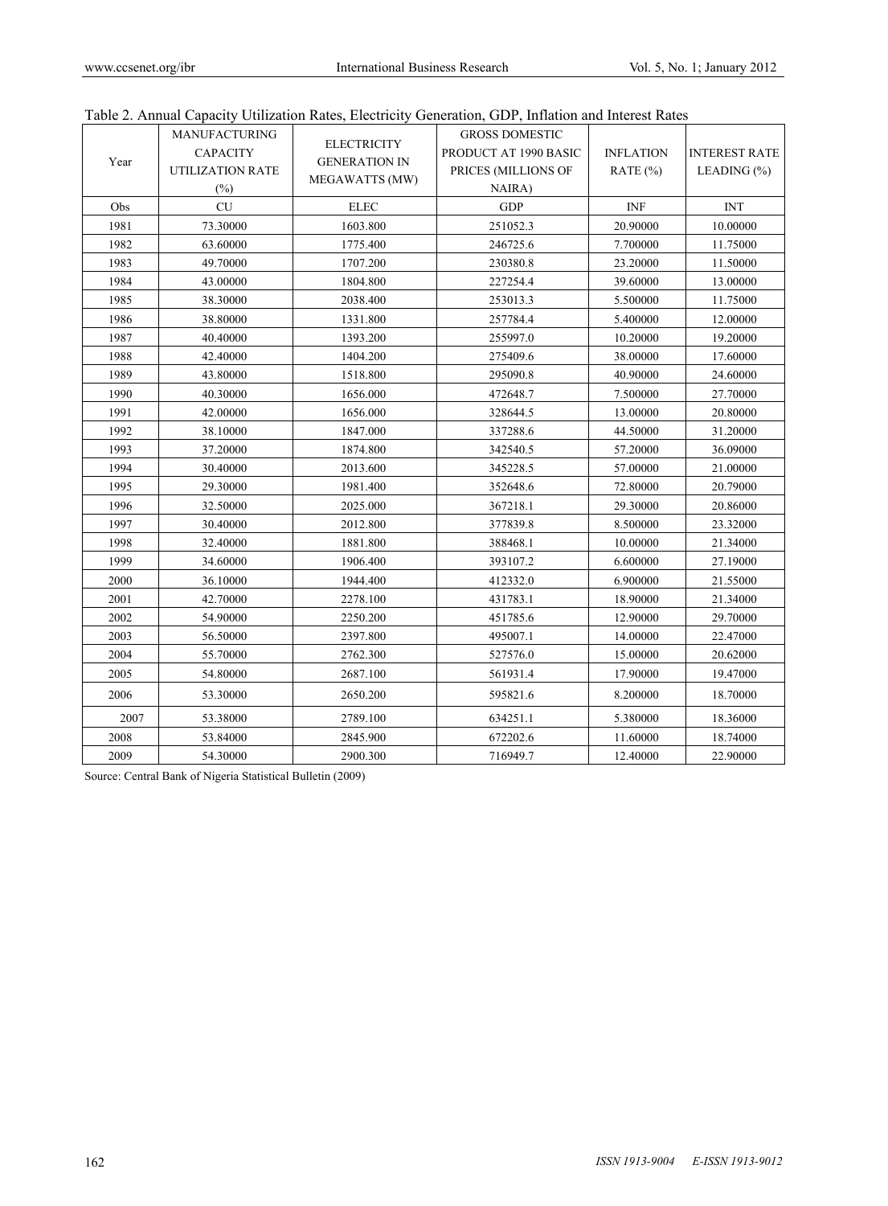Table 2. Annual Capacity Utilization Rates, Electricity Generation, GDP, Inflation and Interest Rates

| Year | MANUFACTURING CAPACITY UTILIZATION RATE (%) | ELECTRICITY GENERATION IN MEGAWATTS (MW) | GROSS DOMESTIC PRODUCT AT 1990 BASIC PRICES (MILLIONS OF NAIRA) | INFLATION RATE (%) | INTEREST RATE LEADING (%) |
|---|---|---|---|---|---|
| Obs | CU | ELEC | GDP | INF | INT |
| 1981 | 73.30000 | 1603.800 | 251052.3 | 20.90000 | 10.00000 |
| 1982 | 63.60000 | 1775.400 | 246725.6 | 7.700000 | 11.75000 |
| 1983 | 49.70000 | 1707.200 | 230380.8 | 23.20000 | 11.50000 |
| 1984 | 43.00000 | 1804.800 | 227254.4 | 39.60000 | 13.00000 |
| 1985 | 38.30000 | 2038.400 | 253013.3 | 5.500000 | 11.75000 |
| 1986 | 38.80000 | 1331.800 | 257784.4 | 5.400000 | 12.00000 |
| 1987 | 40.40000 | 1393.200 | 255997.0 | 10.20000 | 19.20000 |
| 1988 | 42.40000 | 1404.200 | 275409.6 | 38.00000 | 17.60000 |
| 1989 | 43.80000 | 1518.800 | 295090.8 | 40.90000 | 24.60000 |
| 1990 | 40.30000 | 1656.000 | 472648.7 | 7.500000 | 27.70000 |
| 1991 | 42.00000 | 1656.000 | 328644.5 | 13.00000 | 20.80000 |
| 1992 | 38.10000 | 1847.000 | 337288.6 | 44.50000 | 31.20000 |
| 1993 | 37.20000 | 1874.800 | 342540.5 | 57.20000 | 36.09000 |
| 1994 | 30.40000 | 2013.600 | 345228.5 | 57.00000 | 21.00000 |
| 1995 | 29.30000 | 1981.400 | 352648.6 | 72.80000 | 20.79000 |
| 1996 | 32.50000 | 2025.000 | 367218.1 | 29.30000 | 20.86000 |
| 1997 | 30.40000 | 2012.800 | 377839.8 | 8.500000 | 23.32000 |
| 1998 | 32.40000 | 1881.800 | 388468.1 | 10.00000 | 21.34000 |
| 1999 | 34.60000 | 1906.400 | 393107.2 | 6.600000 | 27.19000 |
| 2000 | 36.10000 | 1944.400 | 412332.0 | 6.900000 | 21.55000 |
| 2001 | 42.70000 | 2278.100 | 431783.1 | 18.90000 | 21.34000 |
| 2002 | 54.90000 | 2250.200 | 451785.6 | 12.90000 | 29.70000 |
| 2003 | 56.50000 | 2397.800 | 495007.1 | 14.00000 | 22.47000 |
| 2004 | 55.70000 | 2762.300 | 527576.0 | 15.00000 | 20.62000 |
| 2005 | 54.80000 | 2687.100 | 561931.4 | 17.90000 | 19.47000 |
| 2006 | 53.30000 | 2650.200 | 595821.6 | 8.200000 | 18.70000 |
| 2007 | 53.38000 | 2789.100 | 634251.1 | 5.380000 | 18.36000 |
| 2008 | 53.84000 | 2845.900 | 672202.6 | 11.60000 | 18.74000 |
| 2009 | 54.30000 | 2900.300 | 716949.7 | 12.40000 | 22.90000 |

Source: Central Bank of Nigeria Statistical Bulletin (2009)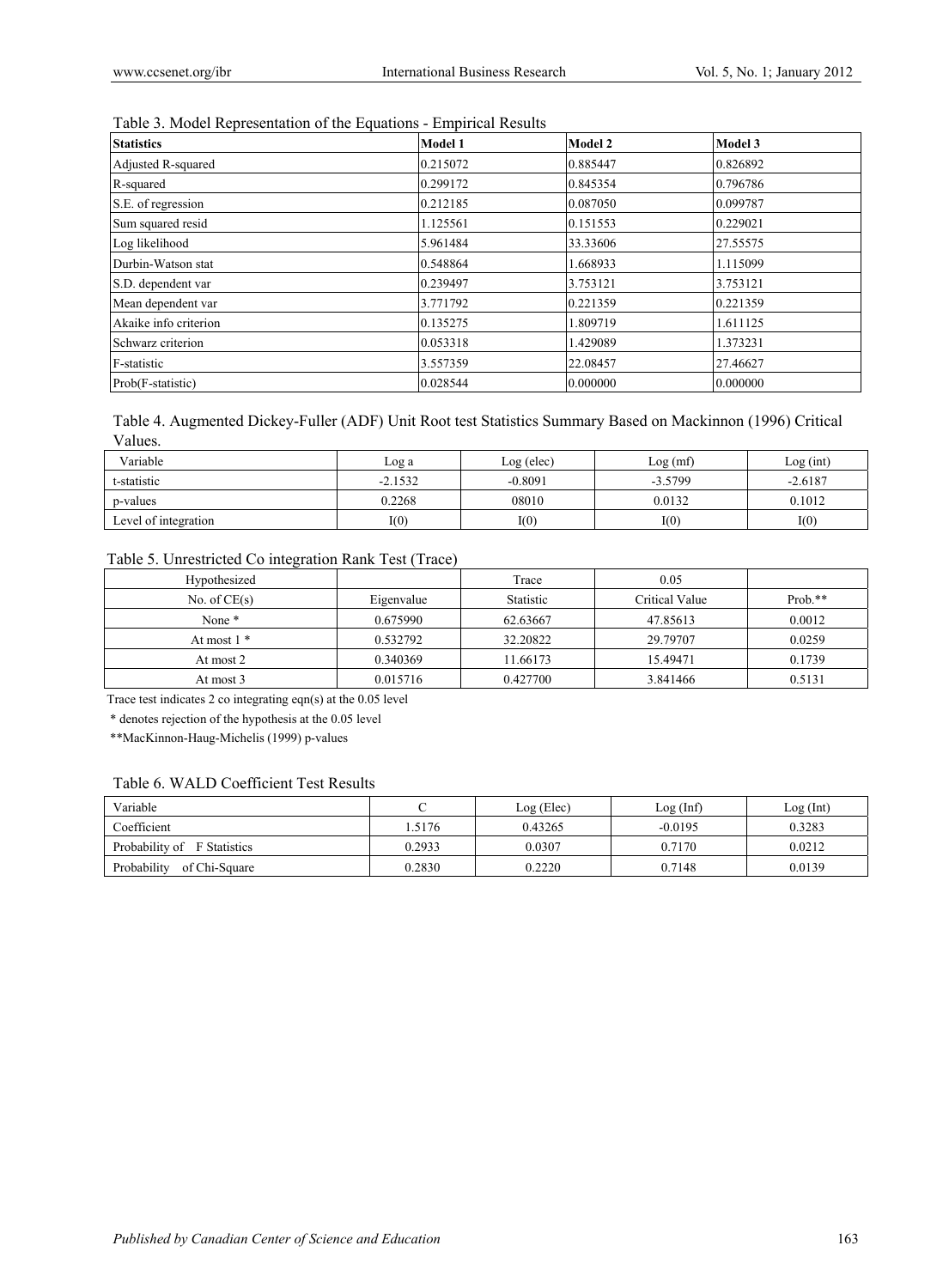Table 3. Model Representation of the Equations - Empirical Results

| Statistics | Model 1 | Model 2 | Model 3 |
|---|---|---|---|
| Adjusted R-squared | 0.215072 | 0.885447 | 0.826892 |
| R-squared | 0.299172 | 0.845354 | 0.796786 |
| S.E. of regression | 0.212185 | 0.087050 | 0.099787 |
| Sum squared resid | 1.125561 | 0.151553 | 0.229021 |
| Log likelihood | 5.961484 | 33.33606 | 27.55575 |
| Durbin-Watson stat | 0.548864 | 1.668933 | 1.115099 |
| S.D. dependent var | 0.239497 | 3.753121 | 3.753121 |
| Mean dependent var | 3.771792 | 0.221359 | 0.221359 |
| Akaike info criterion | 0.135275 | 1.809719 | 1.611125 |
| Schwarz criterion | 0.053318 | 1.429089 | 1.373231 |
| F-statistic | 3.557359 | 22.08457 | 27.46627 |
| Prob(F-statistic) | 0.028544 | 0.000000 | 0.000000 |

Table 4. Augmented Dickey-Fuller (ADF) Unit Root test Statistics Summary Based on Mackinnon (1996) Critical Values.

| Variable | Log a | Log (elec) | Log (mf) | Log (int) |
|---|---|---|---|---|
| t-statistic | -2.1532 | -0.8091 | -3.5799 | -2.6187 |
| p-values | 0.2268 | 08010 | 0.0132 | 0.1012 |
| Level of integration | I(0) | I(0) | I(0) | I(0) |

Table 5. Unrestricted Co integration Rank Test (Trace)

| Hypothesized No. of CE(s) | Eigenvalue | Trace Statistic | 0.05 Critical Value | Prob.** |
|---|---|---|---|---|
| None * | 0.675990 | 62.63667 | 47.85613 | 0.0012 |
| At most 1 * | 0.532792 | 32.20822 | 29.79707 | 0.0259 |
| At most 2 | 0.340369 | 11.66173 | 15.49471 | 0.1739 |
| At most 3 | 0.015716 | 0.427700 | 3.841466 | 0.5131 |

Trace test indicates 2 co integrating eqn(s) at the 0.05 level

* denotes rejection of the hypothesis at the 0.05 level

**MacKinnon-Haug-Michelis (1999) p-values

Table 6. WALD Coefficient Test Results

| Variable | C | Log (Elec) | Log (Inf) | Log (Int) |
|---|---|---|---|---|
| Coefficient | 1.5176 | 0.43265 | -0.0195 | 0.3283 |
| Probability of F Statistics | 0.2933 | 0.0307 | 0.7170 | 0.0212 |
| Probability of Chi-Square | 0.2830 | 0.2220 | 0.7148 | 0.0139 |